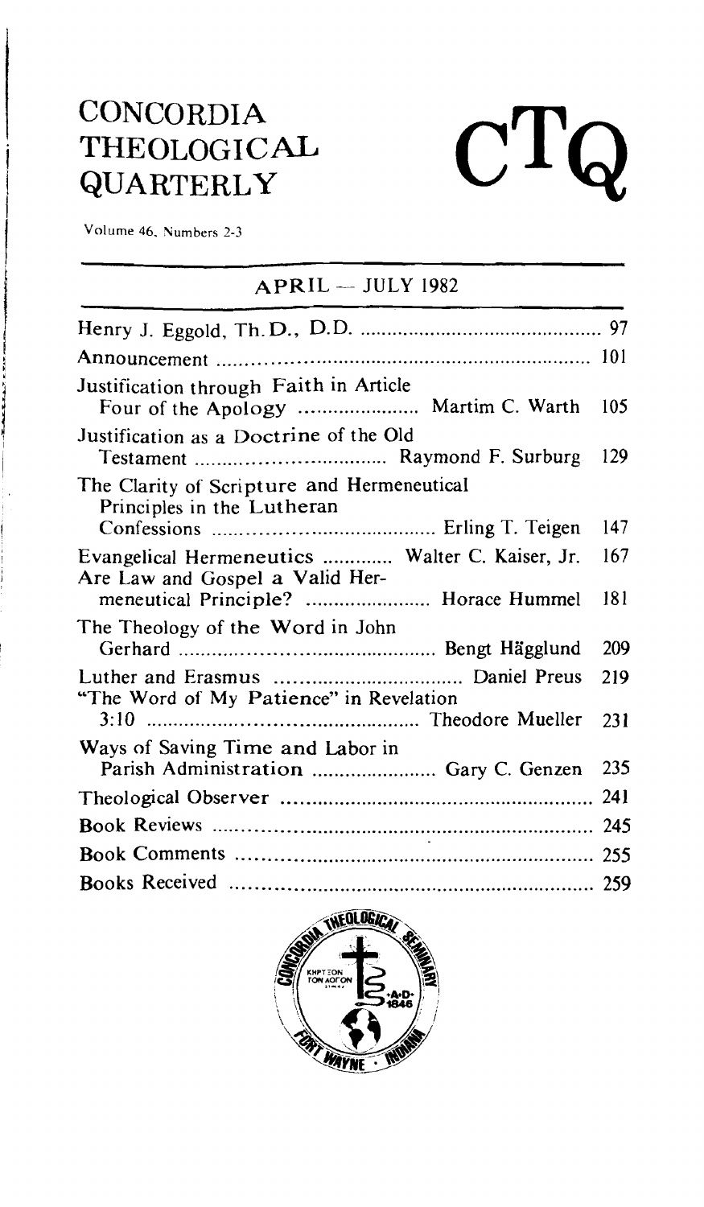# CONCORDIA THEOLOGICAL QUARTERLY

# CTQ

Volume 46, Numbers 2-3

## APRIL — JULY 1982

| | |
|---|---|
| Henry J. Eggold, Th.D., D.D. | 97 |
| Announcement | 101 |
| Justification through Faith in Article Four of the Apology ..... Martim C. Warth | 105 |
| Justification as a Doctrine of the Old Testament ..... Raymond F. Surburg | 129 |
| The Clarity of Scripture and Hermeneutical Principles in the Lutheran Confessions ..... Erling T. Teigen | 147 |
| Evangelical Hermeneutics ..... Walter C. Kaiser, Jr. | 167 |
| Are Law and Gospel a Valid Hermeneutical Principle? ..... Horace Hummel | 181 |
| The Theology of the Word in John Gerhard ..... Bengt Hägglund | 209 |
| Luther and Erasmus ..... Daniel Preus | 219 |
| "The Word of My Patience" in Revelation 3:10 ..... Theodore Mueller | 231 |
| Ways of Saving Time and Labor in Parish Administration ..... Gary C. Genzen | 235 |
| Theological Observer | 241 |
| Book Reviews | 245 |
| Book Comments | 255 |
| Books Received | 259 |

CONCORDIA THEOLOGICAL SEMINARY
ΚΗΡΥΞΟΝ ΤΟΝ ΛΟΓΟΝ
A.D. 1846
FORT WAYNE · INDIANA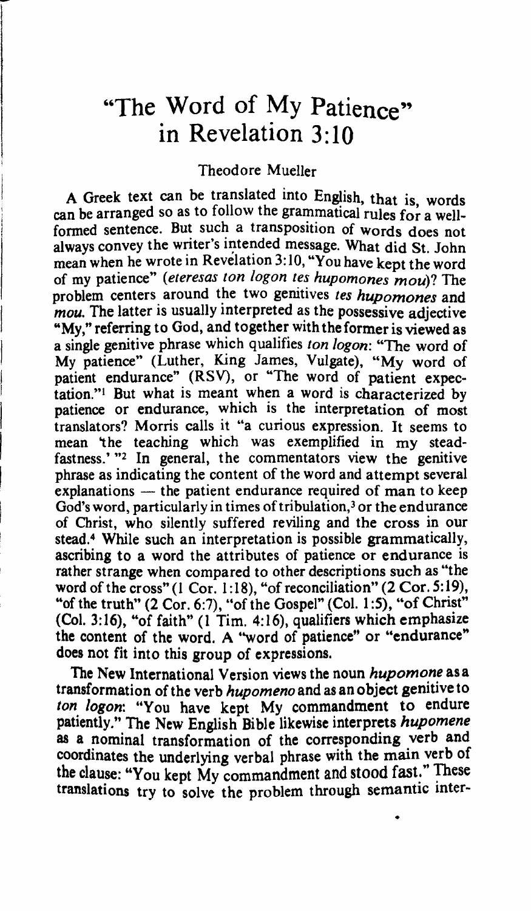# "The Word of My Patience" in Revelation 3:10

Theodore Mueller

A Greek text can be translated into English, that is, words can be arranged so as to follow the grammatical rules for a well-formed sentence. But such a transposition of words does not always convey the writer's intended message. What did St. John mean when he wrote in Revelation 3:10, "You have kept the word of my patience" (*eteresas ton logon tes hupomones mou*)? The problem centers around the two genitives *tes hupomones* and *mou*. The latter is usually interpreted as the possessive adjective "My," referring to God, and together with the former is viewed as a single genitive phrase which qualifies *ton logon*: "The word of My patience" (Luther, King James, Vulgate), "My word of patient endurance" (RSV), or "The word of patient expectation."[1] But what is meant when a word is characterized by patience or endurance, which is the interpretation of most translators? Morris calls it "a curious expression. It seems to mean 'the teaching which was exemplified in my steadfastness.'"[2] In general, the commentators view the genitive phrase as indicating the content of the word and attempt several explanations — the patient endurance required of man to keep God's word, particularly in times of tribulation,[3] or the endurance of Christ, who silently suffered reviling and the cross in our stead.[4] While such an interpretation is possible grammatically, ascribing to a word the attributes of patience or endurance is rather strange when compared to other descriptions such as "the word of the cross" (1 Cor. 1:18), "of reconciliation" (2 Cor. 5:19), "of the truth" (2 Cor. 6:7), "of the Gospel" (Col. 1:5), "of Christ" (Col. 3:16), "of faith" (1 Tim. 4:16), qualifiers which emphasize the content of the word. A "word of patience" or "endurance" does not fit into this group of expressions.

The New International Version views the noun *hupomone* as a transformation of the verb *hupomeno* and as an object genitive to *ton logon*: "You have kept My commandment to endure patiently." The New English Bible likewise interprets *hupomene* as a nominal transformation of the corresponding verb and coordinates the underlying verbal phrase with the main verb of the clause: "You kept My commandment and stood fast." These translations try to solve the problem through semantic inter-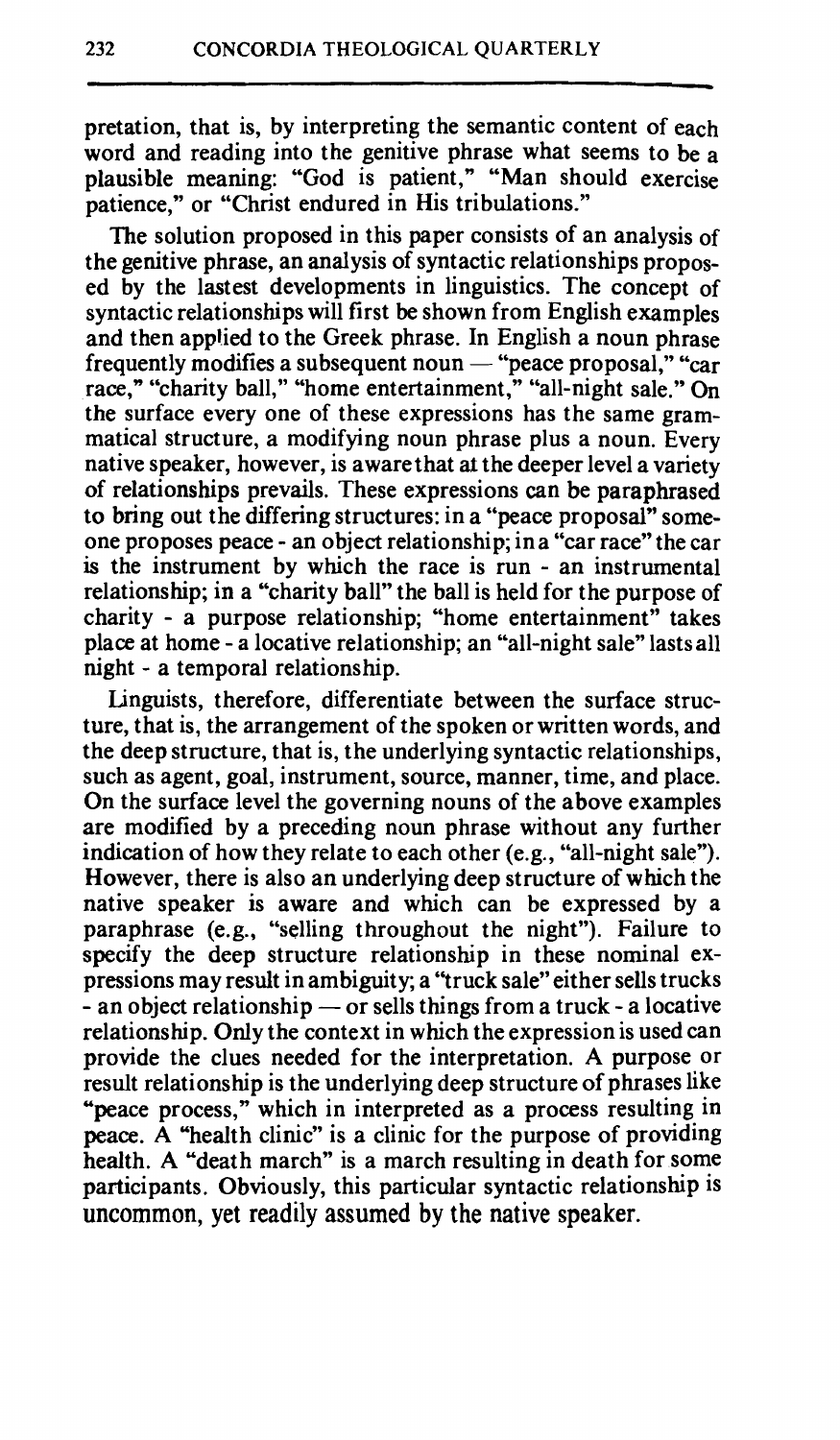pretation, that is, by interpreting the semantic content of each word and reading into the genitive phrase what seems to be a plausible meaning: "God is patient," "Man should exercise patience," or "Christ endured in His tribulations."

The solution proposed in this paper consists of an analysis of the genitive phrase, an analysis of syntactic relationships proposed by the lastest developments in linguistics. The concept of syntactic relationships will first be shown from English examples and then applied to the Greek phrase. In English a noun phrase frequently modifies a subsequent noun — "peace proposal," "car race," "charity ball," "home entertainment," "all-night sale." On the surface every one of these expressions has the same grammatical structure, a modifying noun phrase plus a noun. Every native speaker, however, is aware that at the deeper level a variety of relationships prevails. These expressions can be paraphrased to bring out the differing structures: in a "peace proposal" someone proposes peace - an object relationship; in a "car race" the car is the instrument by which the race is run - an instrumental relationship; in a "charity ball" the ball is held for the purpose of charity - a purpose relationship; "home entertainment" takes place at home - a locative relationship; an "all-night sale" lasts all night - a temporal relationship.

Linguists, therefore, differentiate between the surface structure, that is, the arrangement of the spoken or written words, and the deep structure, that is, the underlying syntactic relationships, such as agent, goal, instrument, source, manner, time, and place. On the surface level the governing nouns of the above examples are modified by a preceding noun phrase without any further indication of how they relate to each other (e.g., "all-night sale"). However, there is also an underlying deep structure of which the native speaker is aware and which can be expressed by a paraphrase (e.g., "selling throughout the night"). Failure to specify the deep structure relationship in these nominal expressions may result in ambiguity; a "truck sale" either sells trucks - an object relationship — or sells things from a truck - a locative relationship. Only the context in which the expression is used can provide the clues needed for the interpretation. A purpose or result relationship is the underlying deep structure of phrases like "peace process," which in interpreted as a process resulting in peace. A "health clinic" is a clinic for the purpose of providing health. A "death march" is a march resulting in death for some participants. Obviously, this particular syntactic relationship is uncommon, yet readily assumed by the native speaker.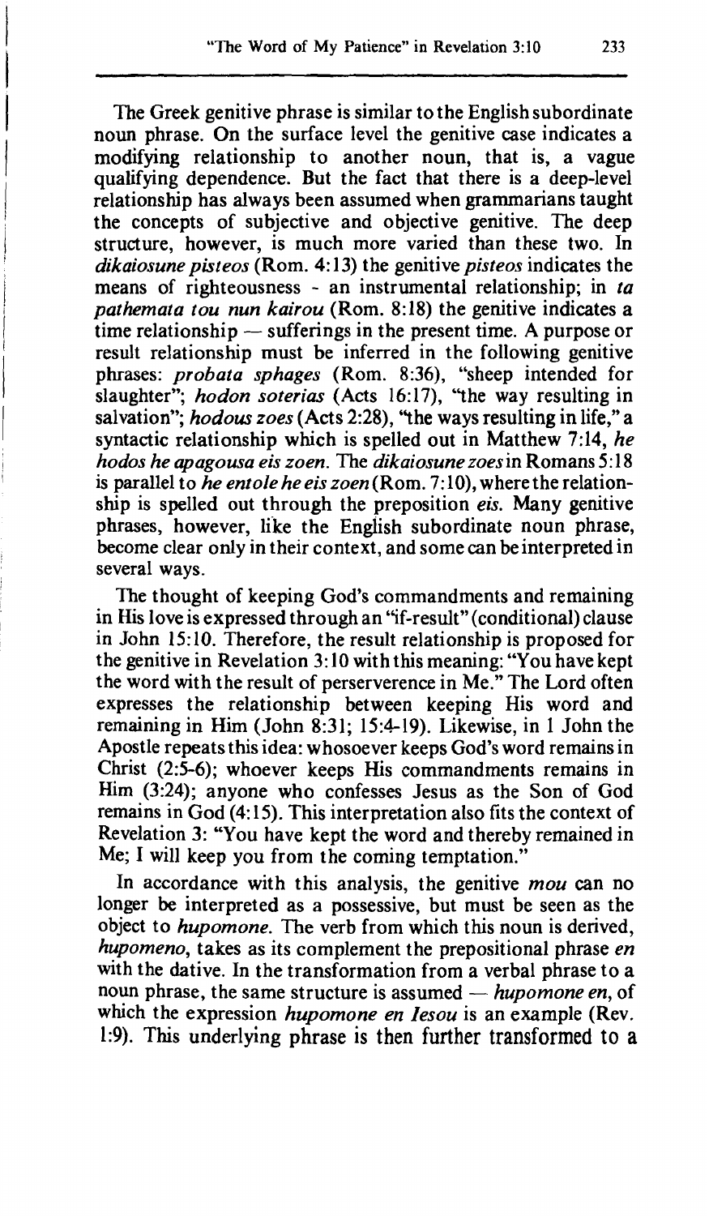The Greek genitive phrase is similar to the English subordinate noun phrase. On the surface level the genitive case indicates a modifying relationship to another noun, that is, a vague qualifying dependence. But the fact that there is a deep-level relationship has always been assumed when grammarians taught the concepts of subjective and objective genitive. The deep structure, however, is much more varied than these two. In *dikaiosune pisteos* (Rom. 4:13) the genitive *pisteos* indicates the means of righteousness - an instrumental relationship; in *ta pathemata tou nun kairou* (Rom. 8:18) the genitive indicates a time relationship — sufferings in the present time. A purpose or result relationship must be inferred in the following genitive phrases: *probata sphages* (Rom. 8:36), "sheep intended for slaughter"; *hodon soterias* (Acts 16:17), "the way resulting in salvation"; *hodous zoes* (Acts 2:28), "the ways resulting in life," a syntactic relationship which is spelled out in Matthew 7:14, *he hodos he apagousa eis zoen*. The *dikaiosune zoes* in Romans 5:18 is parallel to *he entole he eis zoen* (Rom. 7:10), where the relationship is spelled out through the preposition *eis*. Many genitive phrases, however, like the English subordinate noun phrase, become clear only in their context, and some can be interpreted in several ways.

The thought of keeping God's commandments and remaining in His love is expressed through an "if-result" (conditional) clause in John 15:10. Therefore, the result relationship is proposed for the genitive in Revelation 3:10 with this meaning: "You have kept the word with the result of perserverence in Me." The Lord often expresses the relationship between keeping His word and remaining in Him (John 8:31; 15:4-19). Likewise, in 1 John the Apostle repeats this idea: whosoever keeps God's word remains in Christ (2:5-6); whoever keeps His commandments remains in Him (3:24); anyone who confesses Jesus as the Son of God remains in God (4:15). This interpretation also fits the context of Revelation 3: "You have kept the word and thereby remained in Me; I will keep you from the coming temptation."

In accordance with this analysis, the genitive *mou* can no longer be interpreted as a possessive, but must be seen as the object to *hupomone*. The verb from which this noun is derived, *hupomeno*, takes as its complement the prepositional phrase *en* with the dative. In the transformation from a verbal phrase to a noun phrase, the same structure is assumed — *hupomone en*, of which the expression *hupomone en Iesou* is an example (Rev. 1:9). This underlying phrase is then further transformed to a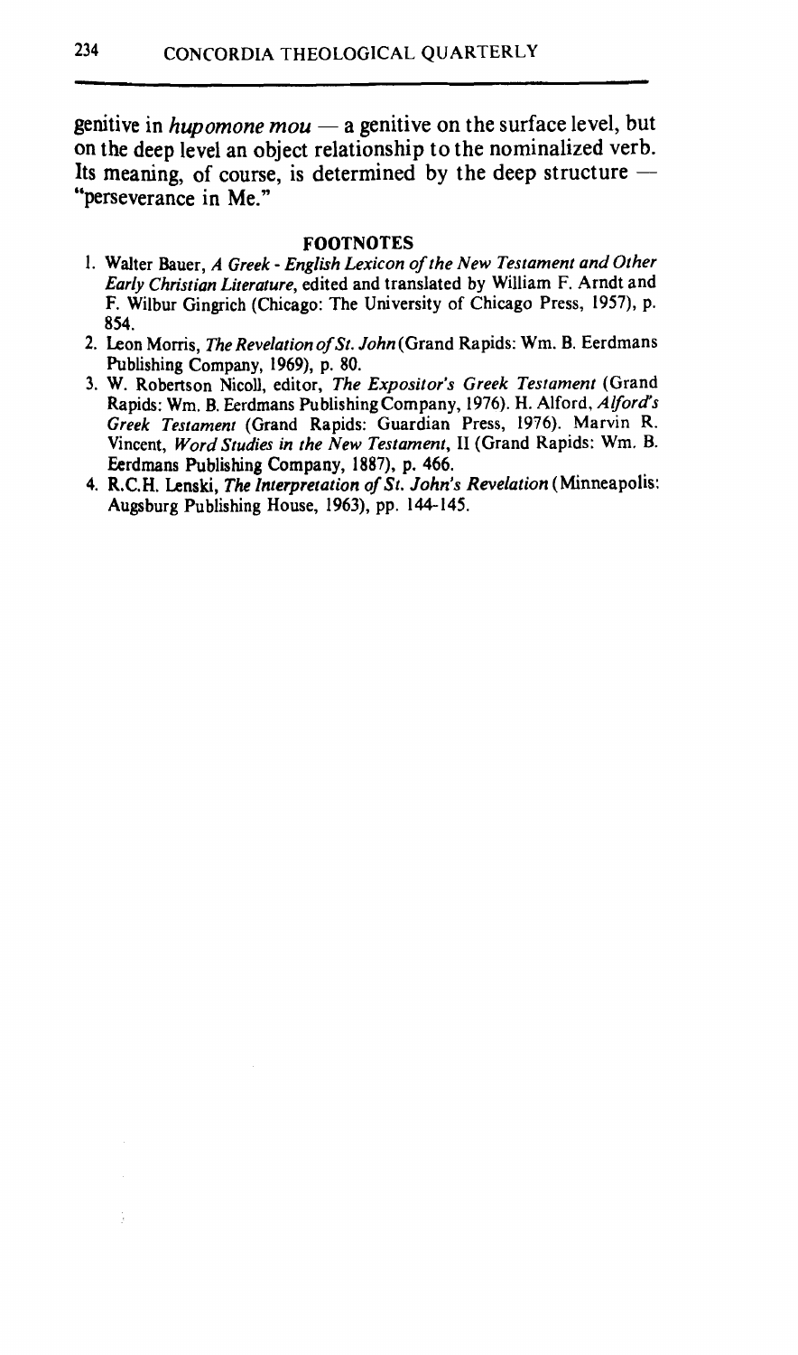genitive in *hupomone mou* — a genitive on the surface level, but on the deep level an object relationship to the nominalized verb. Its meaning, of course, is determined by the deep structure — "perseverance in Me."

## FOOTNOTES

1. Walter Bauer, *A Greek - English Lexicon of the New Testament and Other Early Christian Literature*, edited and translated by William F. Arndt and F. Wilbur Gingrich (Chicago: The University of Chicago Press, 1957), p. 854.
2. Leon Morris, *The Revelation of St. John* (Grand Rapids: Wm. B. Eerdmans Publishing Company, 1969), p. 80.
3. W. Robertson Nicoll, editor, *The Expositor's Greek Testament* (Grand Rapids: Wm. B. Eerdmans Publishing Company, 1976). H. Alford, *Alford's Greek Testament* (Grand Rapids: Guardian Press, 1976). Marvin R. Vincent, *Word Studies in the New Testament*, II (Grand Rapids: Wm. B. Eerdmans Publishing Company, 1887), p. 466.
4. R.C.H. Lenski, *The Interpretation of St. John's Revelation* (Minneapolis: Augsburg Publishing House, 1963), pp. 144-145.